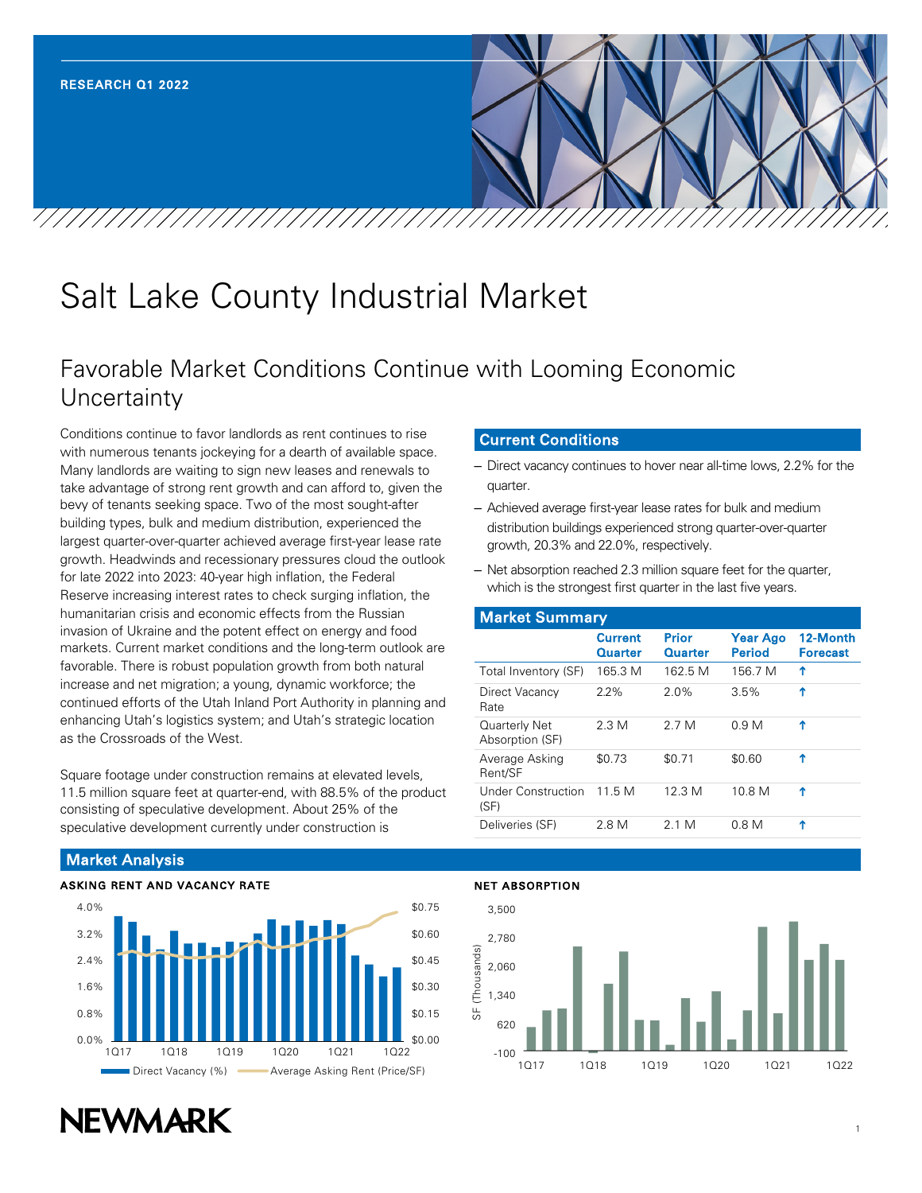RESEARCH Q1 2022

# Salt Lake County Industrial Market

## Favorable Market Conditions Continue with Looming Economic Uncertainty

Conditions continue to favor landlords as rent continues to rise with numerous tenants jockeying for a dearth of available space. Many landlords are waiting to sign new leases and renewals to take advantage of strong rent growth and can afford to, given the bevy of tenants seeking space. Two of the most sought-after building types, bulk and medium distribution, experienced the largest quarter-over-quarter achieved average first-year lease rate growth. Headwinds and recessionary pressures cloud the outlook for late 2022 into 2023: 40-year high inflation, the Federal Reserve increasing interest rates to check surging inflation, the humanitarian crisis and economic effects from the Russian invasion of Ukraine and the potent effect on energy and food markets. Current market conditions and the long-term outlook are favorable. There is robust population growth from both natural increase and net migration; a young, dynamic workforce; the continued efforts of the Utah Inland Port Authority in planning and enhancing Utah's logistics system; and Utah's strategic location as the Crossroads of the West.

Square footage under construction remains at elevated levels, 11.5 million square feet at quarter-end, with 88.5% of the product consisting of speculative development. About 25% of the speculative development currently under construction is

### Current Conditions

- Direct vacancy continues to hover near all-time lows, 2.2% for the quarter.
- Achieved average first-year lease rates for bulk and medium distribution buildings experienced strong quarter-over-quarter growth, 20.3% and 22.0%, respectively.
- Net absorption reached 2.3 million square feet for the quarter, which is the strongest first quarter in the last five years.

### Market Summary

| | Current Quarter | Prior Quarter | Year Ago Period | 12-Month Forecast |
|---|---|---|---|---|
| Total Inventory (SF) | 165.3 M | 162.5 M | 156.7 M | ↑ |
| Direct Vacancy Rate | 2.2% | 2.0% | 3.5% | ↑ |
| Quarterly Net Absorption (SF) | 2.3 M | 2.7 M | 0.9 M | ↑ |
| Average Asking Rent/SF | $0.73 | $0.71 | $0.60 | ↑ |
| Under Construction (SF) | 11.5 M | 12.3 M | 10.8 M | ↑ |
| Deliveries (SF) | 2.8 M | 2.1 M | 0.8 M | ↑ |

### Market Analysis

**ASKING RENT AND VACANCY RATE**

Direct Vacancy (%) / Average Asking Rent (Price/SF)

**NET ABSORPTION**

SF (Thousands)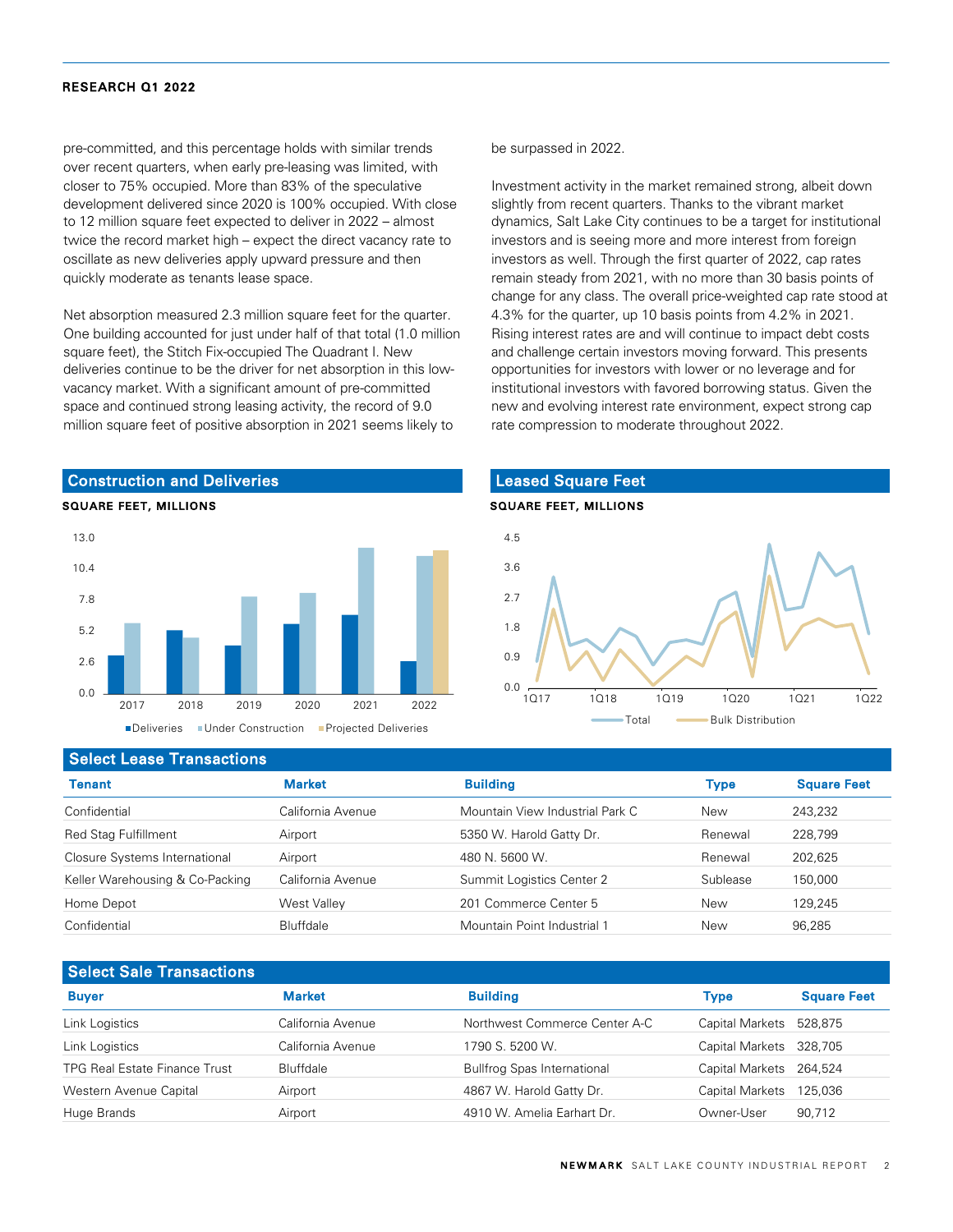pre-committed, and this percentage holds with similar trends over recent quarters, when early pre-leasing was limited, with closer to 75% occupied. More than 83% of the speculative development delivered since 2020 is 100% occupied. With close to 12 million square feet expected to deliver in 2022 – almost twice the record market high – expect the direct vacancy rate to oscillate as new deliveries apply upward pressure and then quickly moderate as tenants lease space.

Net absorption measured 2.3 million square feet for the quarter. One building accounted for just under half of that total (1.0 million square feet), the Stitch Fix-occupied The Quadrant I. New deliveries continue to be the driver for net absorption in this low-vacancy market. With a significant amount of pre-committed space and continued strong leasing activity, the record of 9.0 million square feet of positive absorption in 2021 seems likely to be surpassed in 2022.

Investment activity in the market remained strong, albeit down slightly from recent quarters. Thanks to the vibrant market dynamics, Salt Lake City continues to be a target for institutional investors and is seeing more and more interest from foreign investors as well. Through the first quarter of 2022, cap rates remain steady from 2021, with no more than 30 basis points of change for any class. The overall price-weighted cap rate stood at 4.3% for the quarter, up 10 basis points from 4.2% in 2021. Rising interest rates are and will continue to impact debt costs and challenge certain investors moving forward. This presents opportunities for investors with lower or no leverage and for institutional investors with favored borrowing status. Given the new and evolving interest rate environment, expect strong cap rate compression to moderate throughout 2022.

## Construction and Deliveries

**SQUARE FEET, MILLIONS**

■Deliveries ■Under Construction ■Projected Deliveries

## Leased Square Feet

**SQUARE FEET, MILLIONS**

Total — Bulk Distribution

## Select Lease Transactions

| Tenant | Market | Building | Type | Square Feet |
|---|---|---|---|---|
| Confidential | California Avenue | Mountain View Industrial Park C | New | 243,232 |
| Red Stag Fulfillment | Airport | 5350 W. Harold Gatty Dr. | Renewal | 228,799 |
| Closure Systems International | Airport | 480 N. 5600 W. | Renewal | 202,625 |
| Keller Warehousing & Co-Packing | California Avenue | Summit Logistics Center 2 | Sublease | 150,000 |
| Home Depot | West Valley | 201 Commerce Center 5 | New | 129,245 |
| Confidential | Bluffdale | Mountain Point Industrial 1 | New | 96,285 |

## Select Sale Transactions

| Buyer | Market | Building | Type | Square Feet |
|---|---|---|---|---|
| Link Logistics | California Avenue | Northwest Commerce Center A-C | Capital Markets | 528,875 |
| Link Logistics | California Avenue | 1790 S. 5200 W. | Capital Markets | 328,705 |
| TPG Real Estate Finance Trust | Bluffdale | Bullfrog Spas International | Capital Markets | 264,524 |
| Western Avenue Capital | Airport | 4867 W. Harold Gatty Dr. | Capital Markets | 125,036 |
| Huge Brands | Airport | 4910 W. Amelia Earhart Dr. | Owner-User | 90,712 |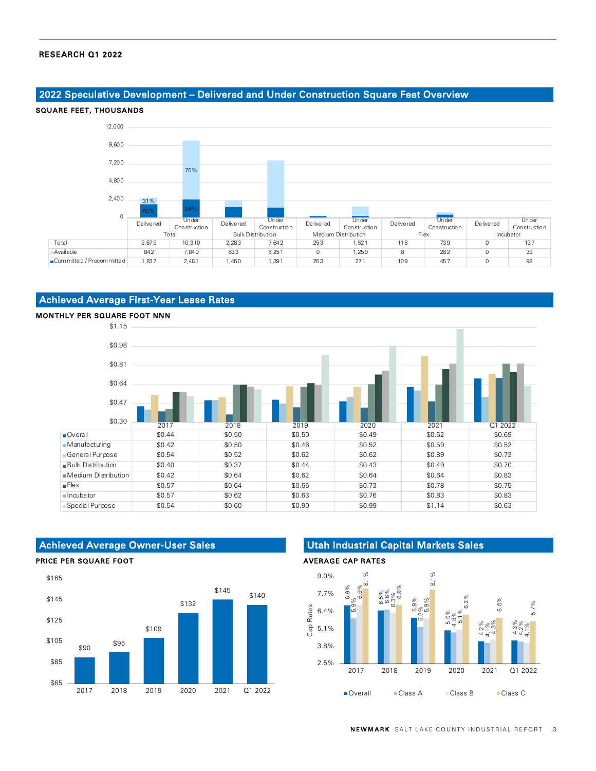RESEARCH Q1 2022

## 2022 Speculative Development – Delivered and Under Construction Square Feet Overview

SQUARE FEET, THOUSANDS

| | Total | | Bulk Distribution | | Medium Distribution | | Flex | | Incubator | |
|---|---|---|---|---|---|---|---|---|---|---|
| | Delivered | Under Construction | Delivered | Under Construction | Delivered | Under Construction | Delivered | Under Construction | Delivered | Under Construction |
| Total | 2,679 | 10,310 | 2,283 | 7,642 | 253 | 1,521 | 118 | 739 | 0 | 137 |
| Available | 842 | 7,849 | 833 | 6,251 | 0 | 1,250 | 8 | 282 | 0 | 39 |
| Committed / Precommitted | 1,837 | 2,461 | 1,450 | 1,391 | 253 | 271 | 109 | 457 | 0 | 98 |

Total Delivered: 31% available, 69% committed. Total Under Construction: 76% available, 24% committed.

## Achieved Average First-Year Lease Rates

MONTHLY PER SQUARE FOOT NNN

| | 2017 | 2018 | 2019 | 2020 | 2021 | Q1 2022 |
|---|---|---|---|---|---|---|
| Overall | $0.44 | $0.50 | $0.50 | $0.49 | $0.62 | $0.69 |
| Manufacturing | $0.42 | $0.50 | $0.46 | $0.52 | $0.59 | $0.52 |
| General Purpose | $0.54 | $0.52 | $0.62 | $0.62 | $0.89 | $0.73 |
| Bulk Distribution | $0.40 | $0.37 | $0.44 | $0.43 | $0.49 | $0.70 |
| Medium Distribution | $0.42 | $0.64 | $0.62 | $0.64 | $0.64 | $0.83 |
| Flex | $0.57 | $0.64 | $0.65 | $0.73 | $0.78 | $0.75 |
| Incubator | $0.57 | $0.62 | $0.63 | $0.76 | $0.83 | $0.83 |
| Special Purpose | $0.54 | $0.60 | $0.90 | $0.99 | $1.14 | $0.63 |

## Achieved Average Owner-User Sales

PRICE PER SQUARE FOOT

| 2017 | 2018 | 2019 | 2020 | 2021 | Q1 2022 |
|---|---|---|---|---|---|
| $90 | $95 | $109 | $132 | $145 | $140 |

## Utah Industrial Capital Markets Sales

AVERAGE CAP RATES

| | 2017 | 2018 | 2019 | 2020 | 2021 | Q1 2022 |
|---|---|---|---|---|---|---|
| Overall | 6.9% | 6.5% | 5.9% | 5.0% | 4.2% | 4.3% |
| Class A | 5.9% | 6.6% | 5.3% | 4.8% | 4.1% | 4.2% |
| Class B | 6.9% | 6.3% | 5.9% | 5.1% | 4.3% | 4.1% |
| Class C | 8.1% | 6.9% | 8.1% | 6.2% | 6.0% | 5.7% |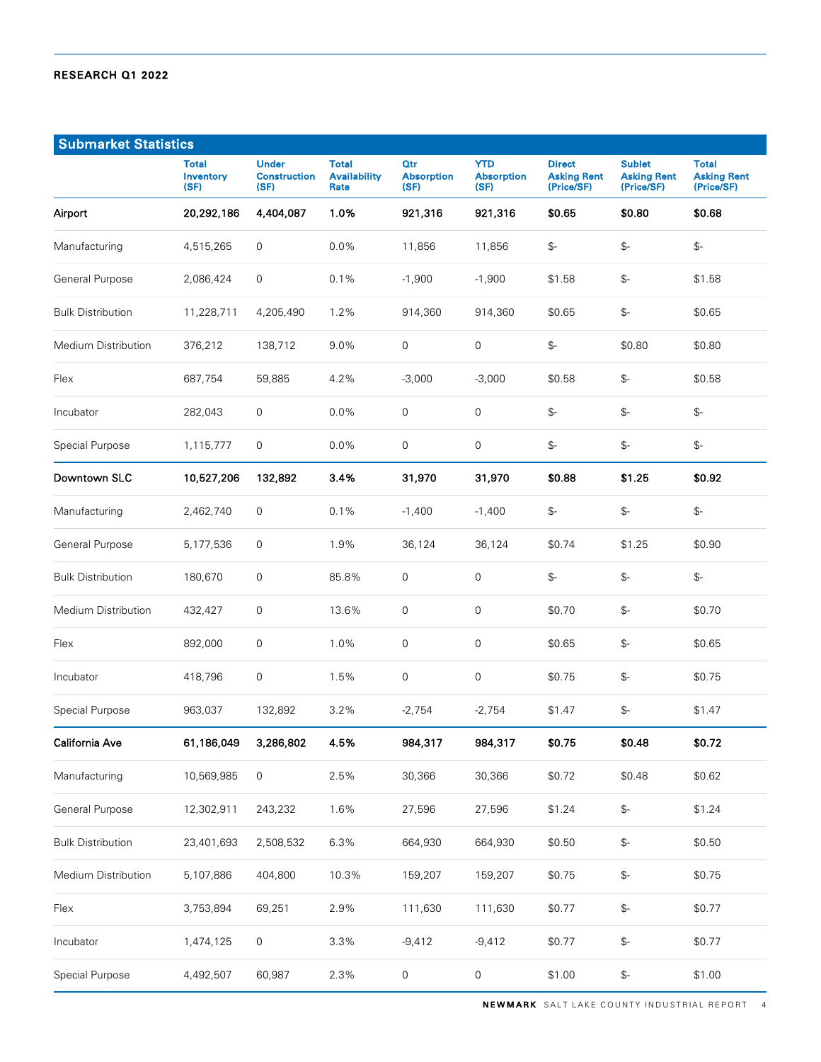## Submarket Statistics

| | Total Inventory (SF) | Under Construction (SF) | Total Availability Rate | Qtr Absorption (SF) | YTD Absorption (SF) | Direct Asking Rent (Price/SF) | Sublet Asking Rent (Price/SF) | Total Asking Rent (Price/SF) |
|---|---|---|---|---|---|---|---|---|
| **Airport** | **20,292,186** | **4,404,087** | **1.0%** | **921,316** | **921,316** | **$0.65** | **$0.80** | **$0.68** |
| Manufacturing | 4,515,265 | 0 | 0.0% | 11,856 | 11,856 | $- | $- | $- |
| General Purpose | 2,086,424 | 0 | 0.1% | -1,900 | -1,900 | $1.58 | $- | $1.58 |
| Bulk Distribution | 11,228,711 | 4,205,490 | 1.2% | 914,360 | 914,360 | $0.65 | $- | $0.65 |
| Medium Distribution | 376,212 | 138,712 | 9.0% | 0 | 0 | $- | $0.80 | $0.80 |
| Flex | 687,754 | 59,885 | 4.2% | -3,000 | -3,000 | $0.58 | $- | $0.58 |
| Incubator | 282,043 | 0 | 0.0% | 0 | 0 | $- | $- | $- |
| Special Purpose | 1,115,777 | 0 | 0.0% | 0 | 0 | $- | $- | $- |
| **Downtown SLC** | **10,527,206** | **132,892** | **3.4%** | **31,970** | **31,970** | **$0.88** | **$1.25** | **$0.92** |
| Manufacturing | 2,462,740 | 0 | 0.1% | -1,400 | -1,400 | $- | $- | $- |
| General Purpose | 5,177,536 | 0 | 1.9% | 36,124 | 36,124 | $0.74 | $1.25 | $0.90 |
| Bulk Distribution | 180,670 | 0 | 85.8% | 0 | 0 | $- | $- | $- |
| Medium Distribution | 432,427 | 0 | 13.6% | 0 | 0 | $0.70 | $- | $0.70 |
| Flex | 892,000 | 0 | 1.0% | 0 | 0 | $0.65 | $- | $0.65 |
| Incubator | 418,796 | 0 | 1.5% | 0 | 0 | $0.75 | $- | $0.75 |
| Special Purpose | 963,037 | 132,892 | 3.2% | -2,754 | -2,754 | $1.47 | $- | $1.47 |
| **California Ave** | **61,186,049** | **3,286,802** | **4.5%** | **984,317** | **984,317** | **$0.75** | **$0.48** | **$0.72** |
| Manufacturing | 10,569,985 | 0 | 2.5% | 30,366 | 30,366 | $0.72 | $0.48 | $0.62 |
| General Purpose | 12,302,911 | 243,232 | 1.6% | 27,596 | 27,596 | $1.24 | $- | $1.24 |
| Bulk Distribution | 23,401,693 | 2,508,532 | 6.3% | 664,930 | 664,930 | $0.50 | $- | $0.50 |
| Medium Distribution | 5,107,886 | 404,800 | 10.3% | 159,207 | 159,207 | $0.75 | $- | $0.75 |
| Flex | 3,753,894 | 69,251 | 2.9% | 111,630 | 111,630 | $0.77 | $- | $0.77 |
| Incubator | 1,474,125 | 0 | 3.3% | -9,412 | -9,412 | $0.77 | $- | $0.77 |
| Special Purpose | 4,492,507 | 60,987 | 2.3% | 0 | 0 | $1.00 | $- | $1.00 |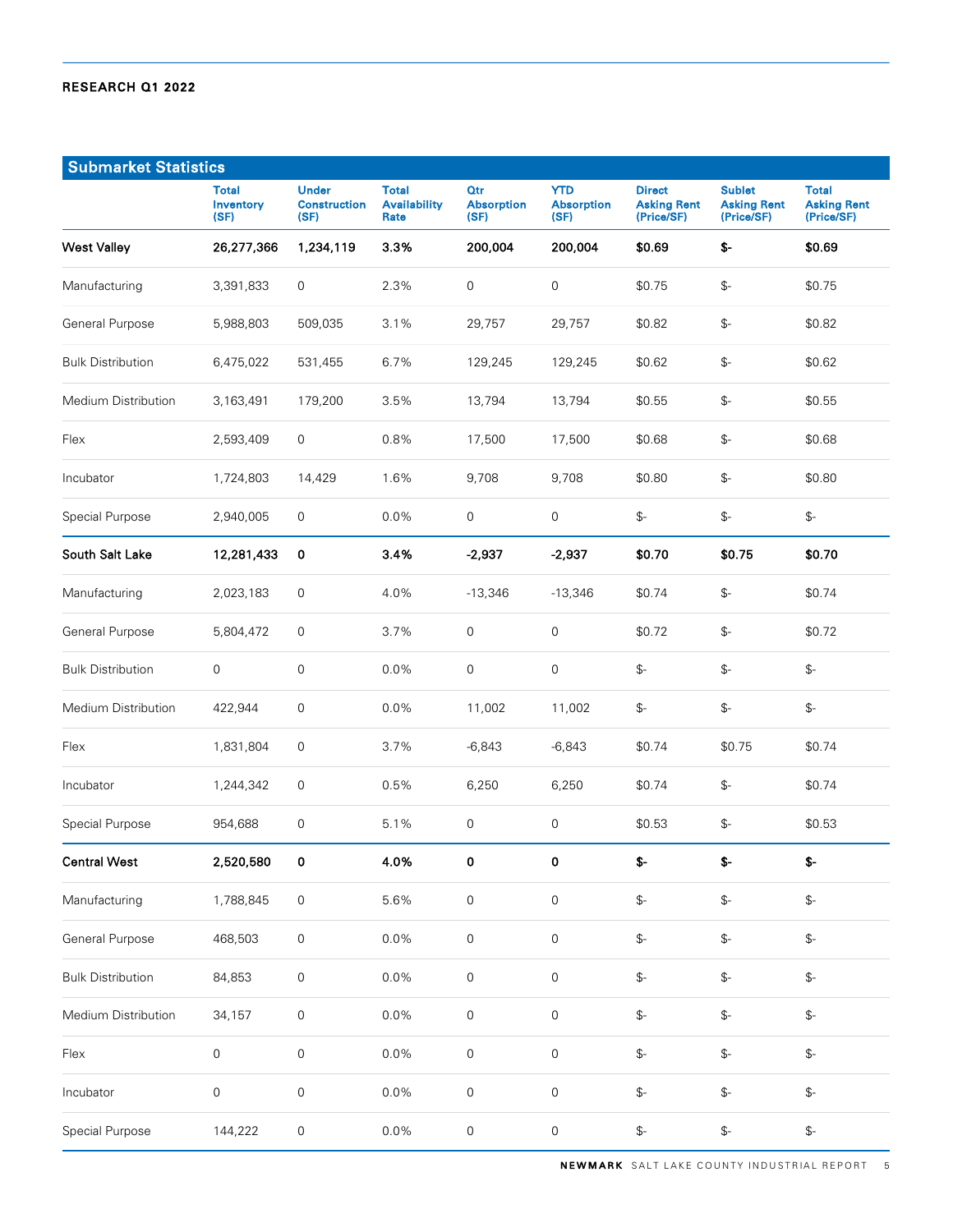## Submarket Statistics

| | Total Inventory (SF) | Under Construction (SF) | Total Availability Rate | Qtr Absorption (SF) | YTD Absorption (SF) | Direct Asking Rent (Price/SF) | Sublet Asking Rent (Price/SF) | Total Asking Rent (Price/SF) |
|---|---|---|---|---|---|---|---|---|
| **West Valley** | **26,277,366** | **1,234,119** | **3.3%** | **200,004** | **200,004** | **$0.69** | **$-** | **$0.69** |
| Manufacturing | 3,391,833 | 0 | 2.3% | 0 | 0 | $0.75 | $- | $0.75 |
| General Purpose | 5,988,803 | 509,035 | 3.1% | 29,757 | 29,757 | $0.82 | $- | $0.82 |
| Bulk Distribution | 6,475,022 | 531,455 | 6.7% | 129,245 | 129,245 | $0.62 | $- | $0.62 |
| Medium Distribution | 3,163,491 | 179,200 | 3.5% | 13,794 | 13,794 | $0.55 | $- | $0.55 |
| Flex | 2,593,409 | 0 | 0.8% | 17,500 | 17,500 | $0.68 | $- | $0.68 |
| Incubator | 1,724,803 | 14,429 | 1.6% | 9,708 | 9,708 | $0.80 | $- | $0.80 |
| Special Purpose | 2,940,005 | 0 | 0.0% | 0 | 0 | $- | $- | $- |
| **South Salt Lake** | **12,281,433** | **0** | **3.4%** | **-2,937** | **-2,937** | **$0.70** | **$0.75** | **$0.70** |
| Manufacturing | 2,023,183 | 0 | 4.0% | -13,346 | -13,346 | $0.74 | $- | $0.74 |
| General Purpose | 5,804,472 | 0 | 3.7% | 0 | 0 | $0.72 | $- | $0.72 |
| Bulk Distribution | 0 | 0 | 0.0% | 0 | 0 | $- | $- | $- |
| Medium Distribution | 422,944 | 0 | 0.0% | 11,002 | 11,002 | $- | $- | $- |
| Flex | 1,831,804 | 0 | 3.7% | -6,843 | -6,843 | $0.74 | $0.75 | $0.74 |
| Incubator | 1,244,342 | 0 | 0.5% | 6,250 | 6,250 | $0.74 | $- | $0.74 |
| Special Purpose | 954,688 | 0 | 5.1% | 0 | 0 | $0.53 | $- | $0.53 |
| **Central West** | **2,520,580** | **0** | **4.0%** | **0** | **0** | **$-** | **$-** | **$-** |
| Manufacturing | 1,788,845 | 0 | 5.6% | 0 | 0 | $- | $- | $- |
| General Purpose | 468,503 | 0 | 0.0% | 0 | 0 | $- | $- | $- |
| Bulk Distribution | 84,853 | 0 | 0.0% | 0 | 0 | $- | $- | $- |
| Medium Distribution | 34,157 | 0 | 0.0% | 0 | 0 | $- | $- | $- |
| Flex | 0 | 0 | 0.0% | 0 | 0 | $- | $- | $- |
| Incubator | 0 | 0 | 0.0% | 0 | 0 | $- | $- | $- |
| Special Purpose | 144,222 | 0 | 0.0% | 0 | 0 | $- | $- | $- |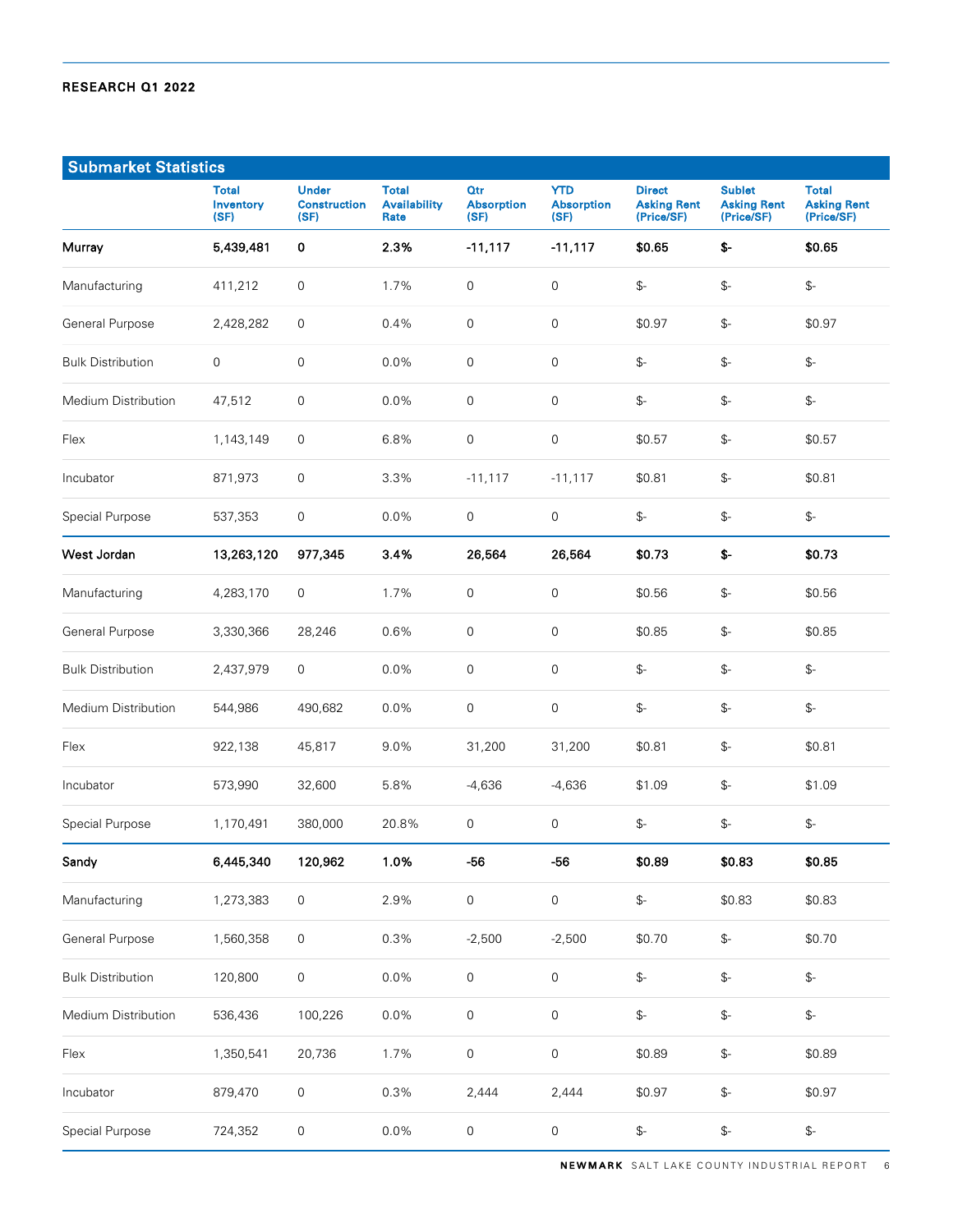## Submarket Statistics

| | Total Inventory (SF) | Under Construction (SF) | Total Availability Rate | Qtr Absorption (SF) | YTD Absorption (SF) | Direct Asking Rent (Price/SF) | Sublet Asking Rent (Price/SF) | Total Asking Rent (Price/SF) |
|---|---|---|---|---|---|---|---|---|
| **Murray** | **5,439,481** | **0** | **2.3%** | **-11,117** | **-11,117** | **$0.65** | **$-** | **$0.65** |
| Manufacturing | 411,212 | 0 | 1.7% | 0 | 0 | $- | $- | $- |
| General Purpose | 2,428,282 | 0 | 0.4% | 0 | 0 | $0.97 | $- | $0.97 |
| Bulk Distribution | 0 | 0 | 0.0% | 0 | 0 | $- | $- | $- |
| Medium Distribution | 47,512 | 0 | 0.0% | 0 | 0 | $- | $- | $- |
| Flex | 1,143,149 | 0 | 6.8% | 0 | 0 | $0.57 | $- | $0.57 |
| Incubator | 871,973 | 0 | 3.3% | -11,117 | -11,117 | $0.81 | $- | $0.81 |
| Special Purpose | 537,353 | 0 | 0.0% | 0 | 0 | $- | $- | $- |
| **West Jordan** | **13,263,120** | **977,345** | **3.4%** | **26,564** | **26,564** | **$0.73** | **$-** | **$0.73** |
| Manufacturing | 4,283,170 | 0 | 1.7% | 0 | 0 | $0.56 | $- | $0.56 |
| General Purpose | 3,330,366 | 28,246 | 0.6% | 0 | 0 | $0.85 | $- | $0.85 |
| Bulk Distribution | 2,437,979 | 0 | 0.0% | 0 | 0 | $- | $- | $- |
| Medium Distribution | 544,986 | 490,682 | 0.0% | 0 | 0 | $- | $- | $- |
| Flex | 922,138 | 45,817 | 9.0% | 31,200 | 31,200 | $0.81 | $- | $0.81 |
| Incubator | 573,990 | 32,600 | 5.8% | -4,636 | -4,636 | $1.09 | $- | $1.09 |
| Special Purpose | 1,170,491 | 380,000 | 20.8% | 0 | 0 | $- | $- | $- |
| **Sandy** | **6,445,340** | **120,962** | **1.0%** | **-56** | **-56** | **$0.89** | **$0.83** | **$0.85** |
| Manufacturing | 1,273,383 | 0 | 2.9% | 0 | 0 | $- | $0.83 | $0.83 |
| General Purpose | 1,560,358 | 0 | 0.3% | -2,500 | -2,500 | $0.70 | $- | $0.70 |
| Bulk Distribution | 120,800 | 0 | 0.0% | 0 | 0 | $- | $- | $- |
| Medium Distribution | 536,436 | 100,226 | 0.0% | 0 | 0 | $- | $- | $- |
| Flex | 1,350,541 | 20,736 | 1.7% | 0 | 0 | $0.89 | $- | $0.89 |
| Incubator | 879,470 | 0 | 0.3% | 2,444 | 2,444 | $0.97 | $- | $0.97 |
| Special Purpose | 724,352 | 0 | 0.0% | 0 | 0 | $- | $- | $- |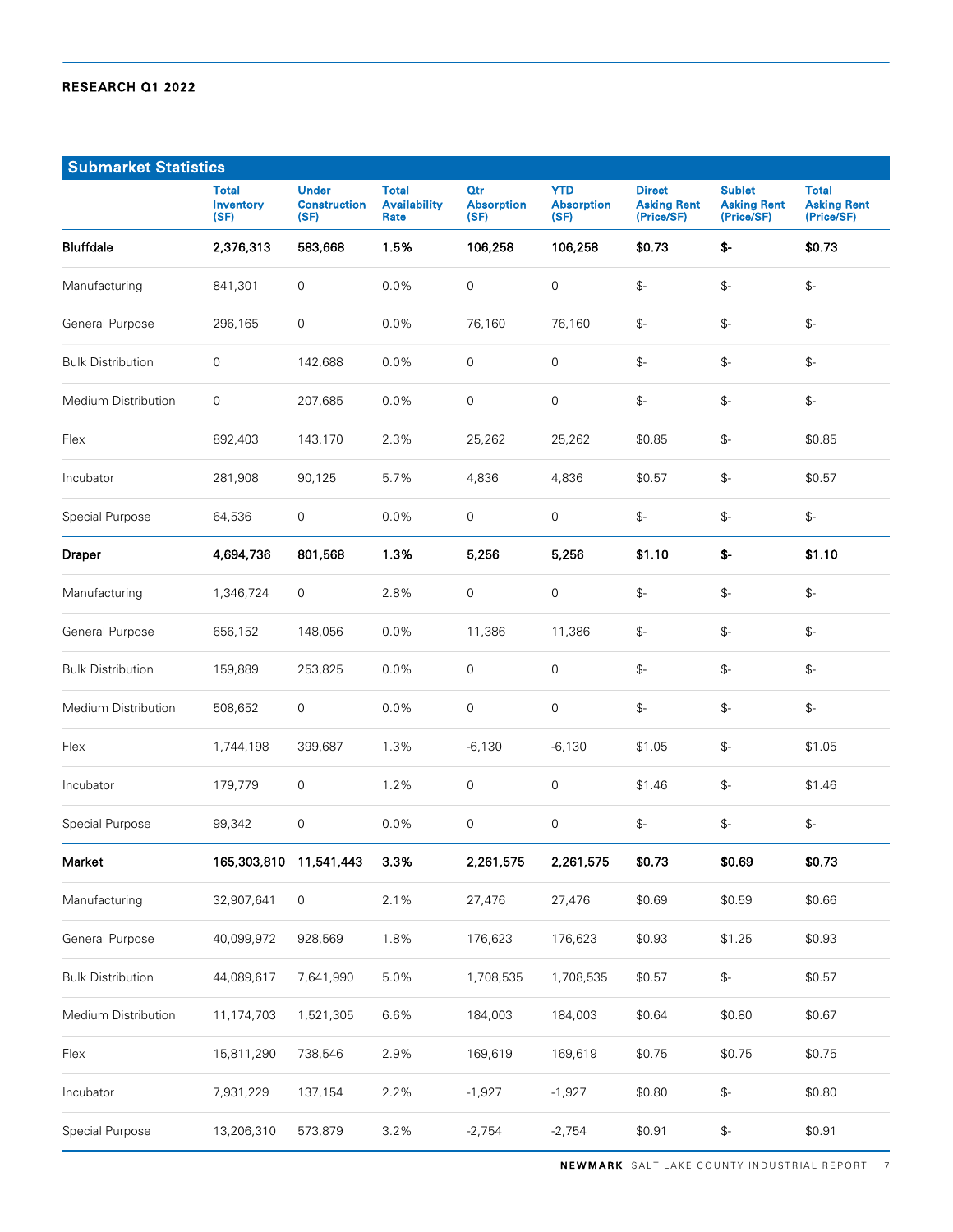## Submarket Statistics

| | Total Inventory (SF) | Under Construction (SF) | Total Availability Rate | Qtr Absorption (SF) | YTD Absorption (SF) | Direct Asking Rent (Price/SF) | Sublet Asking Rent (Price/SF) | Total Asking Rent (Price/SF) |
|---|---|---|---|---|---|---|---|---|
| **Bluffdale** | **2,376,313** | **583,668** | **1.5%** | **106,258** | **106,258** | **$0.73** | **$-** | **$0.73** |
| Manufacturing | 841,301 | 0 | 0.0% | 0 | 0 | $- | $- | $- |
| General Purpose | 296,165 | 0 | 0.0% | 76,160 | 76,160 | $- | $- | $- |
| Bulk Distribution | 0 | 142,688 | 0.0% | 0 | 0 | $- | $- | $- |
| Medium Distribution | 0 | 207,685 | 0.0% | 0 | 0 | $- | $- | $- |
| Flex | 892,403 | 143,170 | 2.3% | 25,262 | 25,262 | $0.85 | $- | $0.85 |
| Incubator | 281,908 | 90,125 | 5.7% | 4,836 | 4,836 | $0.57 | $- | $0.57 |
| Special Purpose | 64,536 | 0 | 0.0% | 0 | 0 | $- | $- | $- |
| **Draper** | **4,694,736** | **801,568** | **1.3%** | **5,256** | **5,256** | **$1.10** | **$-** | **$1.10** |
| Manufacturing | 1,346,724 | 0 | 2.8% | 0 | 0 | $- | $- | $- |
| General Purpose | 656,152 | 148,056 | 0.0% | 11,386 | 11,386 | $- | $- | $- |
| Bulk Distribution | 159,889 | 253,825 | 0.0% | 0 | 0 | $- | $- | $- |
| Medium Distribution | 508,652 | 0 | 0.0% | 0 | 0 | $- | $- | $- |
| Flex | 1,744,198 | 399,687 | 1.3% | -6,130 | -6,130 | $1.05 | $- | $1.05 |
| Incubator | 179,779 | 0 | 1.2% | 0 | 0 | $1.46 | $- | $1.46 |
| Special Purpose | 99,342 | 0 | 0.0% | 0 | 0 | $- | $- | $- |
| **Market** | **165,303,810** | **11,541,443** | **3.3%** | **2,261,575** | **2,261,575** | **$0.73** | **$0.69** | **$0.73** |
| Manufacturing | 32,907,641 | 0 | 2.1% | 27,476 | 27,476 | $0.69 | $0.59 | $0.66 |
| General Purpose | 40,099,972 | 928,569 | 1.8% | 176,623 | 176,623 | $0.93 | $1.25 | $0.93 |
| Bulk Distribution | 44,089,617 | 7,641,990 | 5.0% | 1,708,535 | 1,708,535 | $0.57 | $- | $0.57 |
| Medium Distribution | 11,174,703 | 1,521,305 | 6.6% | 184,003 | 184,003 | $0.64 | $0.80 | $0.67 |
| Flex | 15,811,290 | 738,546 | 2.9% | 169,619 | 169,619 | $0.75 | $0.75 | $0.75 |
| Incubator | 7,931,229 | 137,154 | 2.2% | -1,927 | -1,927 | $0.80 | $- | $0.80 |
| Special Purpose | 13,206,310 | 573,879 | 3.2% | -2,754 | -2,754 | $0.91 | $- | $0.91 |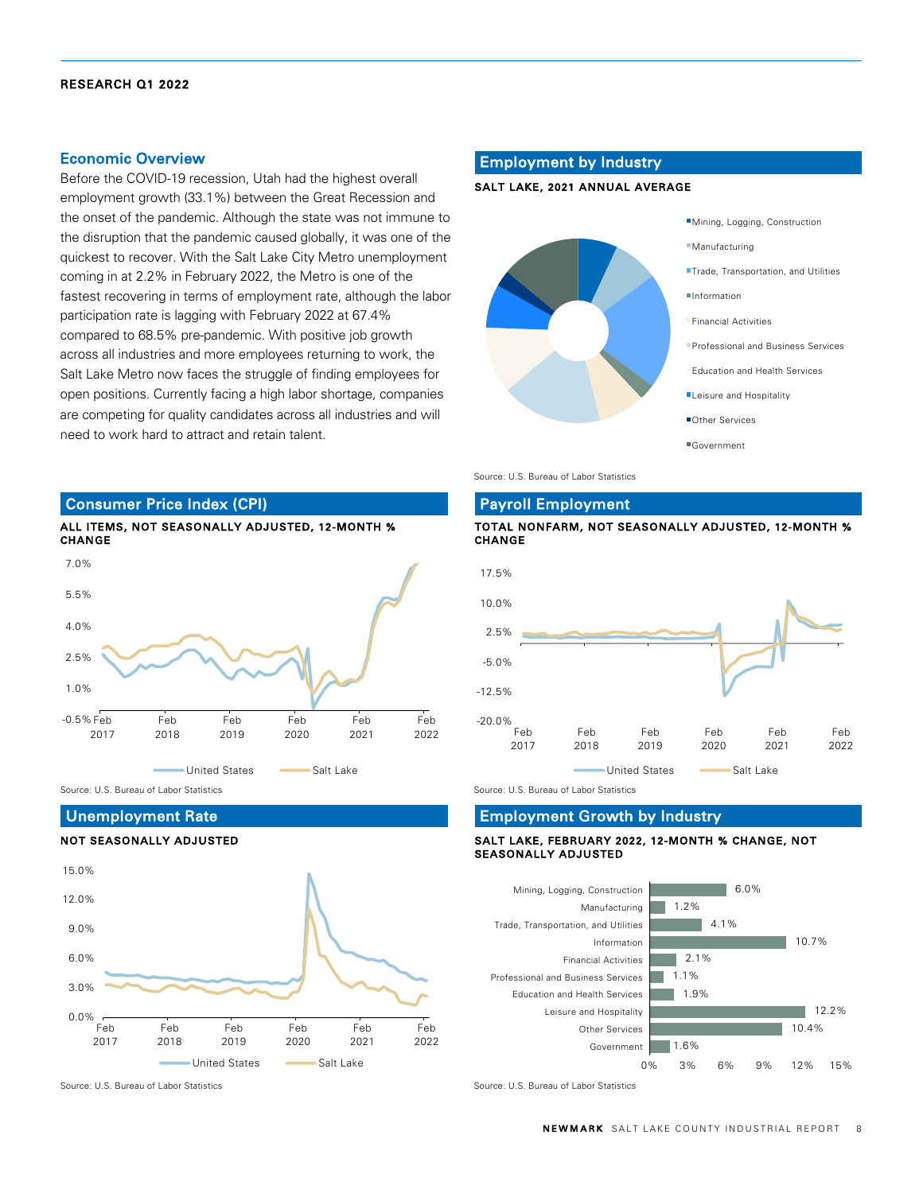## Economic Overview

Before the COVID-19 recession, Utah had the highest overall employment growth (33.1%) between the Great Recession and the onset of the pandemic. Although the state was not immune to the disruption that the pandemic caused globally, it was one of the quickest to recover. With the Salt Lake City Metro unemployment coming in at 2.2% in February 2022, the Metro is one of the fastest recovering in terms of employment rate, although the labor participation rate is lagging with February 2022 at 67.4% compared to 68.5% pre-pandemic. With positive job growth across all industries and more employees returning to work, the Salt Lake Metro now faces the struggle of finding employees for open positions. Currently facing a high labor shortage, companies are competing for quality candidates across all industries and will need to work hard to attract and retain talent.

## Employment by Industry

**SALT LAKE, 2021 ANNUAL AVERAGE**

- Mining, Logging, Construction
- Manufacturing
- Trade, Transportation, and Utilities
- Information
- Financial Activities
- Professional and Business Services
- Education and Health Services
- Leisure and Hospitality
- Other Services
- Government

Source: U.S. Bureau of Labor Statistics

## Consumer Price Index (CPI)

**ALL ITEMS, NOT SEASONALLY ADJUSTED, 12-MONTH % CHANGE**

United States | Salt Lake

Source: U.S. Bureau of Labor Statistics

## Payroll Employment

**TOTAL NONFARM, NOT SEASONALLY ADJUSTED, 12-MONTH % CHANGE**

United States | Salt Lake

Source: U.S. Bureau of Labor Statistics

## Unemployment Rate

**NOT SEASONALLY ADJUSTED**

United States | Salt Lake

Source: U.S. Bureau of Labor Statistics

## Employment Growth by Industry

**SALT LAKE, FEBRUARY 2022, 12-MONTH % CHANGE, NOT SEASONALLY ADJUSTED**

| Industry | 12-Month % Change |
|---|---|
| Mining, Logging, Construction | 6.0% |
| Manufacturing | 1.2% |
| Trade, Transportation, and Utilities | 4.1% |
| Information | 10.7% |
| Financial Activities | 2.1% |
| Professional and Business Services | 1.1% |
| Education and Health Services | 1.9% |
| Leisure and Hospitality | 12.2% |
| Other Services | 10.4% |
| Government | 1.6% |

Source: U.S. Bureau of Labor Statistics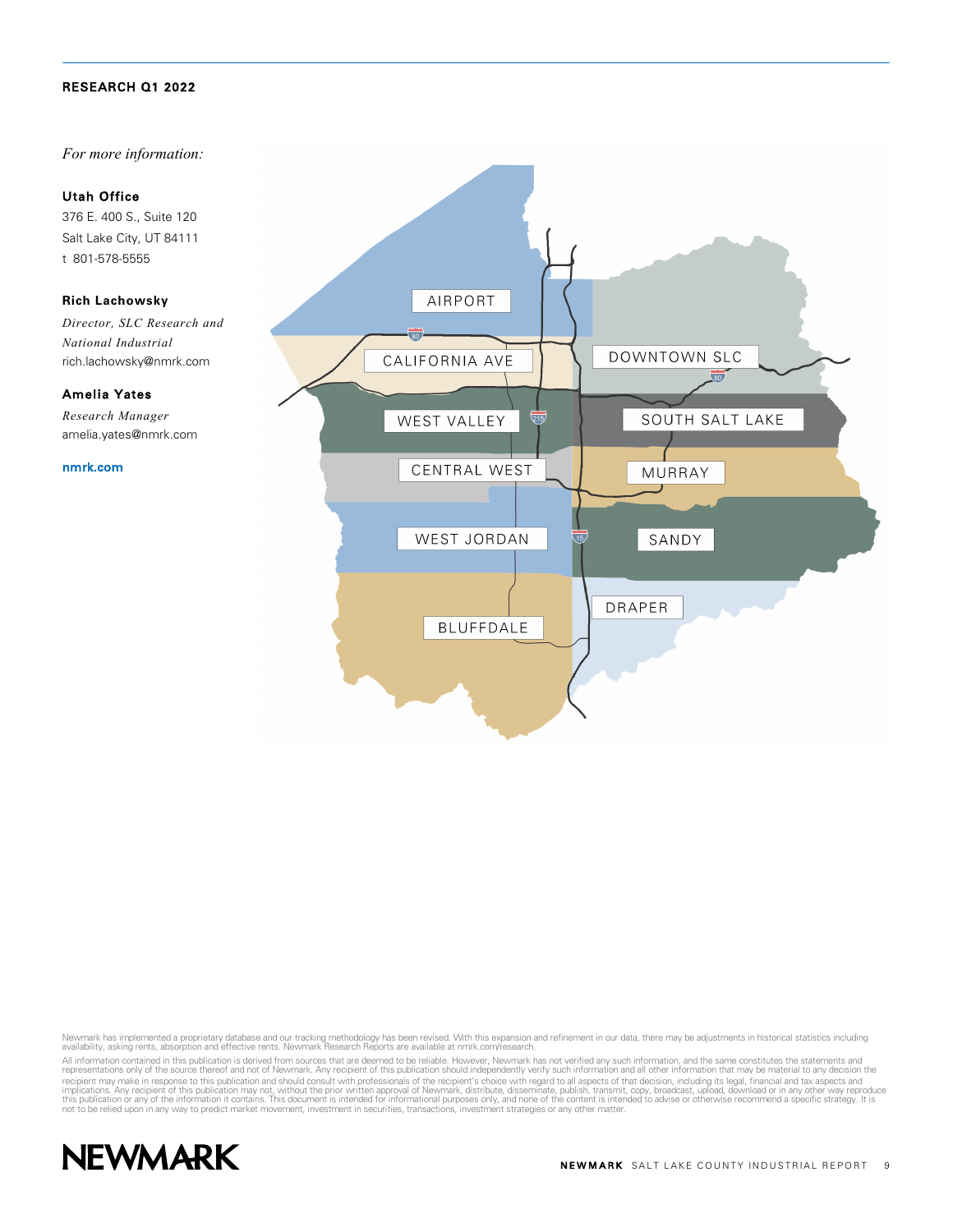RESEARCH Q1 2022

*For more information:*

**Utah Office**
376 E. 400 S., Suite 120
Salt Lake City, UT 84111
t 801-578-5555

**Rich Lachowsky**
*Director, SLC Research and National Industrial*
rich.lachowsky@nmrk.com

**Amelia Yates**
*Research Manager*
amelia.yates@nmrk.com

**nmrk.com**

AIRPORT
CALIFORNIA AVE
DOWNTOWN SLC
WEST VALLEY
SOUTH SALT LAKE
CENTRAL WEST
MURRAY
WEST JORDAN
SANDY
DRAPER
BLUFFDALE

Newmark has implemented a proprietary database and our tracking methodology has been revised. With this expansion and refinement in our data, there may be adjustments in historical statistics including availability, asking rents, absorption and effective rents. Newmark Research Reports are available at nmrk.com/research.

All information contained in this publication is derived from sources that are deemed to be reliable. However, Newmark has not verified any such information, and the same constitutes the statements and representations only of the source thereof and not of Newmark. Any recipient of this publication should independently verify such information and all other information that may be material to any decision the recipient may make in response to this publication and should consult with professionals of the recipient's choice with regard to all aspects of that decision, including its legal, financial and tax aspects and implications. Any recipient of this publication may not, without the prior written approval of Newmark, distribute, disseminate, publish, transmit, copy, broadcast, upload, download or in any other way reproduce this publication or any of the information it contains. This document is intended for informational purposes only, and none of the content is intended to advise or otherwise recommend a specific strategy. It is not to be relied upon in any way to predict market movement, investment in securities, transactions, investment strategies or any other matter.